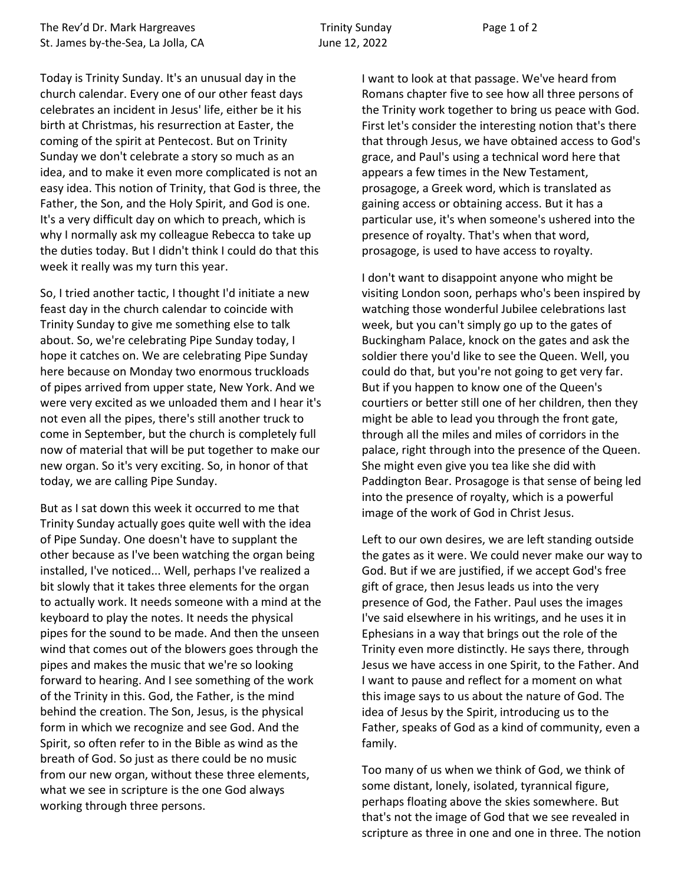Today is Trinity Sunday. It's an unusual day in the church calendar. Every one of our other feast days celebrates an incident in Jesus' life, either be it his birth at Christmas, his resurrection at Easter, the coming of the spirit at Pentecost. But on Trinity Sunday we don't celebrate a story so much as an idea, and to make it even more complicated is not an easy idea. This notion of Trinity, that God is three, the Father, the Son, and the Holy Spirit, and God is one. It's a very difficult day on which to preach, which is why I normally ask my colleague Rebecca to take up the duties today. But I didn't think I could do that this week it really was my turn this year.

So, I tried another tactic, I thought I'd initiate a new feast day in the church calendar to coincide with Trinity Sunday to give me something else to talk about. So, we're celebrating Pipe Sunday today, I hope it catches on. We are celebrating Pipe Sunday here because on Monday two enormous truckloads of pipes arrived from upper state, New York. And we were very excited as we unloaded them and I hear it's not even all the pipes, there's still another truck to come in September, but the church is completely full now of material that will be put together to make our new organ. So it's very exciting. So, in honor of that today, we are calling Pipe Sunday.

But as I sat down this week it occurred to me that Trinity Sunday actually goes quite well with the idea of Pipe Sunday. One doesn't have to supplant the other because as I've been watching the organ being installed, I've noticed... Well, perhaps I've realized a bit slowly that it takes three elements for the organ to actually work. It needs someone with a mind at the keyboard to play the notes. It needs the physical pipes for the sound to be made. And then the unseen wind that comes out of the blowers goes through the pipes and makes the music that we're so looking forward to hearing. And I see something of the work of the Trinity in this. God, the Father, is the mind behind the creation. The Son, Jesus, is the physical form in which we recognize and see God. And the Spirit, so often refer to in the Bible as wind as the breath of God. So just as there could be no music from our new organ, without these three elements, what we see in scripture is the one God always working through three persons.

I want to look at that passage. We've heard from Romans chapter five to see how all three persons of the Trinity work together to bring us peace with God. First let's consider the interesting notion that's there that through Jesus, we have obtained access to God's grace, and Paul's using a technical word here that appears a few times in the New Testament, prosagoge, a Greek word, which is translated as gaining access or obtaining access. But it has a particular use, it's when someone's ushered into the presence of royalty. That's when that word, prosagoge, is used to have access to royalty.

I don't want to disappoint anyone who might be visiting London soon, perhaps who's been inspired by watching those wonderful Jubilee celebrations last week, but you can't simply go up to the gates of Buckingham Palace, knock on the gates and ask the soldier there you'd like to see the Queen. Well, you could do that, but you're not going to get very far. But if you happen to know one of the Queen's courtiers or better still one of her children, then they might be able to lead you through the front gate, through all the miles and miles of corridors in the palace, right through into the presence of the Queen. She might even give you tea like she did with Paddington Bear. Prosagoge is that sense of being led into the presence of royalty, which is a powerful image of the work of God in Christ Jesus.

Left to our own desires, we are left standing outside the gates as it were. We could never make our way to God. But if we are justified, if we accept God's free gift of grace, then Jesus leads us into the very presence of God, the Father. Paul uses the images I've said elsewhere in his writings, and he uses it in Ephesians in a way that brings out the role of the Trinity even more distinctly. He says there, through Jesus we have access in one Spirit, to the Father. And I want to pause and reflect for a moment on what this image says to us about the nature of God. The idea of Jesus by the Spirit, introducing us to the Father, speaks of God as a kind of community, even a family.

Too many of us when we think of God, we think of some distant, lonely, isolated, tyrannical figure, perhaps floating above the skies somewhere. But that's not the image of God that we see revealed in scripture as three in one and one in three. The notion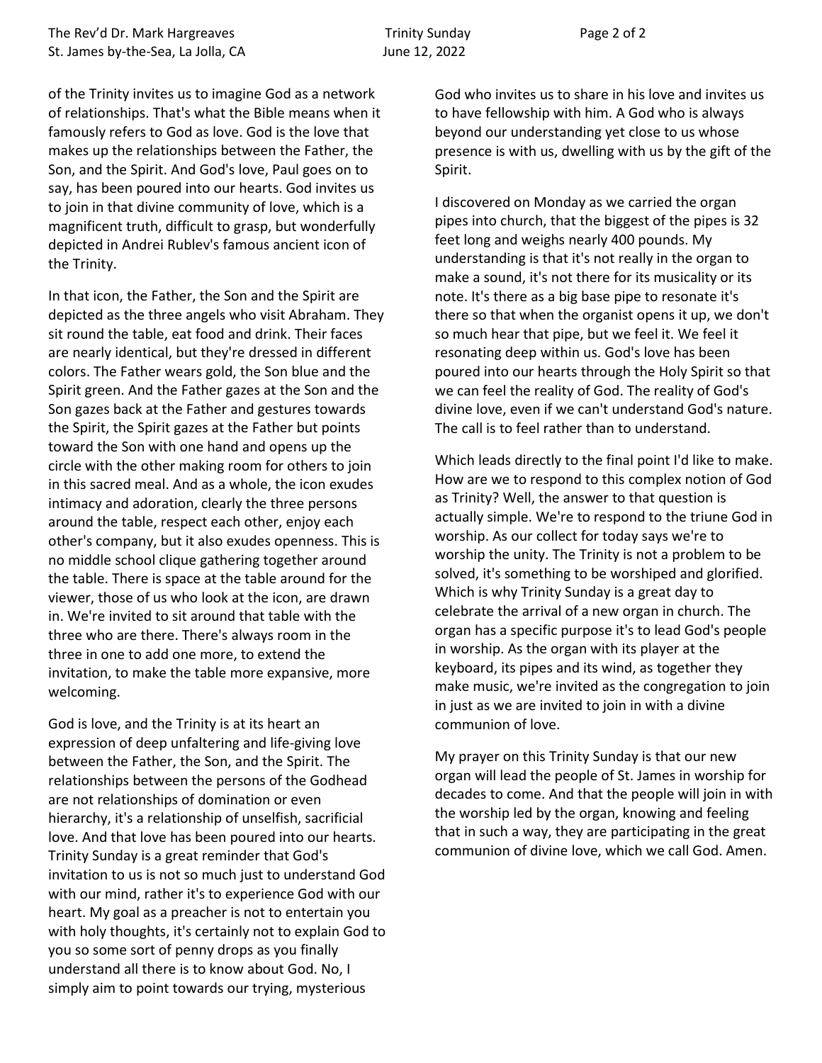of the Trinity invites us to imagine God as a network of relationships. That's what the Bible means when it famously refers to God as love. God is the love that makes up the relationships between the Father, the Son, and the Spirit. And God's love, Paul goes on to say, has been poured into our hearts. God invites us to join in that divine community of love, which is a magnificent truth, difficult to grasp, but wonderfully depicted in Andrei Rublev's famous ancient icon of the Trinity.

In that icon, the Father, the Son and the Spirit are depicted as the three angels who visit Abraham. They sit round the table, eat food and drink. Their faces are nearly identical, but they're dressed in different colors. The Father wears gold, the Son blue and the Spirit green. And the Father gazes at the Son and the Son gazes back at the Father and gestures towards the Spirit, the Spirit gazes at the Father but points toward the Son with one hand and opens up the circle with the other making room for others to join in this sacred meal. And as a whole, the icon exudes intimacy and adoration, clearly the three persons around the table, respect each other, enjoy each other's company, but it also exudes openness. This is no middle school clique gathering together around the table. There is space at the table around for the viewer, those of us who look at the icon, are drawn in. We're invited to sit around that table with the three who are there. There's always room in the three in one to add one more, to extend the invitation, to make the table more expansive, more welcoming.

God is love, and the Trinity is at its heart an expression of deep unfaltering and life-giving love between the Father, the Son, and the Spirit. The relationships between the persons of the Godhead are not relationships of domination or even hierarchy, it's a relationship of unselfish, sacrificial love. And that love has been poured into our hearts. Trinity Sunday is a great reminder that God's invitation to us is not so much just to understand God with our mind, rather it's to experience God with our heart. My goal as a preacher is not to entertain you with holy thoughts, it's certainly not to explain God to you so some sort of penny drops as you finally understand all there is to know about God. No, I simply aim to point towards our trying, mysterious God who invites us to share in his love and invites us to have fellowship with him. A God who is always beyond our understanding yet close to us whose presence is with us, dwelling with us by the gift of the Spirit.

I discovered on Monday as we carried the organ pipes into church, that the biggest of the pipes is 32 feet long and weighs nearly 400 pounds. My understanding is that it's not really in the organ to make a sound, it's not there for its musicality or its note. It's there as a big base pipe to resonate it's there so that when the organist opens it up, we don't so much hear that pipe, but we feel it. We feel it resonating deep within us. God's love has been poured into our hearts through the Holy Spirit so that we can feel the reality of God. The reality of God's divine love, even if we can't understand God's nature. The call is to feel rather than to understand.

Which leads directly to the final point I'd like to make. How are we to respond to this complex notion of God as Trinity? Well, the answer to that question is actually simple. We're to respond to the triune God in worship. As our collect for today says we're to worship the unity. The Trinity is not a problem to be solved, it's something to be worshiped and glorified. Which is why Trinity Sunday is a great day to celebrate the arrival of a new organ in church. The organ has a specific purpose it's to lead God's people in worship. As the organ with its player at the keyboard, its pipes and its wind, as together they make music, we're invited as the congregation to join in just as we are invited to join in with a divine communion of love.

My prayer on this Trinity Sunday is that our new organ will lead the people of St. James in worship for decades to come. And that the people will join in with the worship led by the organ, knowing and feeling that in such a way, they are participating in the great communion of divine love, which we call God. Amen.